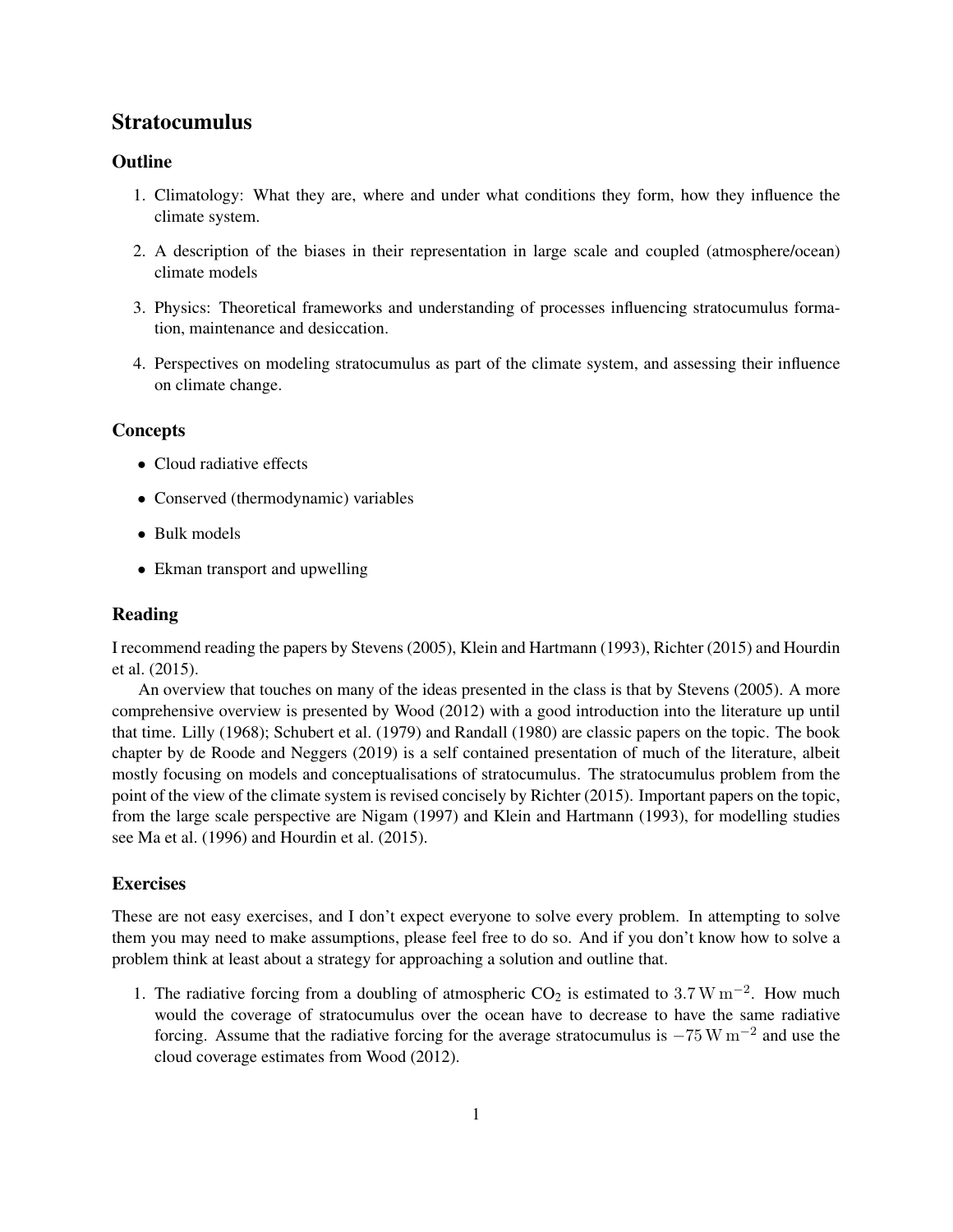# Stratocumulus

## Outline

1. Climatology: What they are, where and under what conditions they form, how they influence the climate system.
2. A description of the biases in their representation in large scale and coupled (atmosphere/ocean) climate models
3. Physics: Theoretical frameworks and understanding of processes influencing stratocumulus formation, maintenance and desiccation.
4. Perspectives on modeling stratocumulus as part of the climate system, and assessing their influence on climate change.

## Concepts

- Cloud radiative effects
- Conserved (thermodynamic) variables
- Bulk models
- Ekman transport and upwelling

## Reading

I recommend reading the papers by Stevens (2005), Klein and Hartmann (1993), Richter (2015) and Hourdin et al. (2015).

An overview that touches on many of the ideas presented in the class is that by Stevens (2005). A more comprehensive overview is presented by Wood (2012) with a good introduction into the literature up until that time. Lilly (1968); Schubert et al. (1979) and Randall (1980) are classic papers on the topic. The book chapter by de Roode and Neggers (2019) is a self contained presentation of much of the literature, albeit mostly focusing on models and conceptualisations of stratocumulus. The stratocumulus problem from the point of the view of the climate system is revised concisely by Richter (2015). Important papers on the topic, from the large scale perspective are Nigam (1997) and Klein and Hartmann (1993), for modelling studies see Ma et al. (1996) and Hourdin et al. (2015).

## Exercises

These are not easy exercises, and I don't expect everyone to solve every problem. In attempting to solve them you may need to make assumptions, please feel free to do so. And if you don't know how to solve a problem think at least about a strategy for approaching a solution and outline that.

1. The radiative forcing from a doubling of atmospheric $CO_2$ is estimated to $3.7\,\mathrm{W\,m^{-2}}$. How much would the coverage of stratocumulus over the ocean have to decrease to have the same radiative forcing. Assume that the radiative forcing for the average stratocumulus is $-75\,\mathrm{W\,m^{-2}}$ and use the cloud coverage estimates from Wood (2012).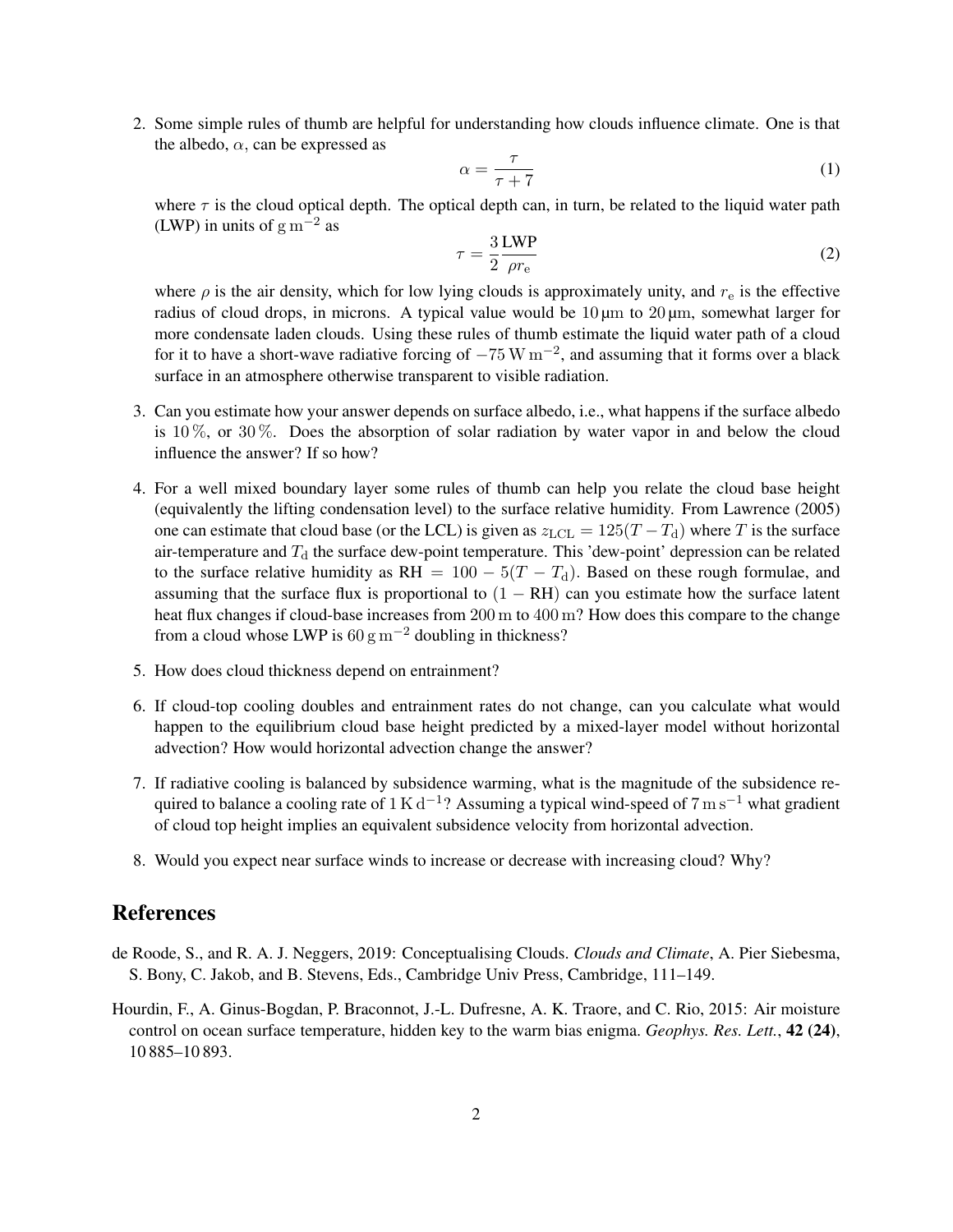2. Some simple rules of thumb are helpful for understanding how clouds influence climate. One is that the albedo, $\alpha$, can be expressed as

$$\alpha = \frac{\tau}{\tau + 7} \tag{1}$$

where $\tau$ is the cloud optical depth. The optical depth can, in turn, be related to the liquid water path (LWP) in units of $\mathrm{g\,m^{-2}}$ as

$$\tau = \frac{3}{2}\frac{\mathrm{LWP}}{\rho r_{\mathrm{e}}} \tag{2}$$

where $\rho$ is the air density, which for low lying clouds is approximately unity, and $r_{\mathrm{e}}$ is the effective radius of cloud drops, in microns. A typical value would be $10\,\mathrm{\mu m}$ to $20\,\mathrm{\mu m}$, somewhat larger for more condensate laden clouds. Using these rules of thumb estimate the liquid water path of a cloud for it to have a short-wave radiative forcing of $-75\,\mathrm{W\,m^{-2}}$, and assuming that it forms over a black surface in an atmosphere otherwise transparent to visible radiation.

3. Can you estimate how your answer depends on surface albedo, i.e., what happens if the surface albedo is $10\,\%$, or $30\,\%$. Does the absorption of solar radiation by water vapor in and below the cloud influence the answer? If so how?

4. For a well mixed boundary layer some rules of thumb can help you relate the cloud base height (equivalently the lifting condensation level) to the surface relative humidity. From Lawrence (2005) one can estimate that cloud base (or the LCL) is given as $z_{\mathrm{LCL}} = 125(T - T_{\mathrm{d}})$ where $T$ is the surface air-temperature and $T_{\mathrm{d}}$ the surface dew-point temperature. This 'dew-point' depression can be related to the surface relative humidity as $\mathrm{RH} = 100 - 5(T - T_{\mathrm{d}})$. Based on these rough formulae, and assuming that the surface flux is proportional to $(1 - \mathrm{RH})$ can you estimate how the surface latent heat flux changes if cloud-base increases from $200\,\mathrm{m}$ to $400\,\mathrm{m}$? How does this compare to the change from a cloud whose LWP is $60\,\mathrm{g\,m^{-2}}$ doubling in thickness?

5. How does cloud thickness depend on entrainment?

6. If cloud-top cooling doubles and entrainment rates do not change, can you calculate what would happen to the equilibrium cloud base height predicted by a mixed-layer model without horizontal advection? How would horizontal advection change the answer?

7. If radiative cooling is balanced by subsidence warming, what is the magnitude of the subsidence required to balance a cooling rate of $1\,\mathrm{K\,d^{-1}}$? Assuming a typical wind-speed of $7\,\mathrm{m\,s^{-1}}$ what gradient of cloud top height implies an equivalent subsidence velocity from horizontal advection.

8. Would you expect near surface winds to increase or decrease with increasing cloud? Why?

## References

de Roode, S., and R. A. J. Neggers, 2019: Conceptualising Clouds. *Clouds and Climate*, A. Pier Siebesma, S. Bony, C. Jakob, and B. Stevens, Eds., Cambridge Univ Press, Cambridge, 111–149.

Hourdin, F., A. Ginus-Bogdan, P. Braconnot, J.-L. Dufresne, A. K. Traore, and C. Rio, 2015: Air moisture control on ocean surface temperature, hidden key to the warm bias enigma. *Geophys. Res. Lett.*, **42 (24)**, 10 885–10 893.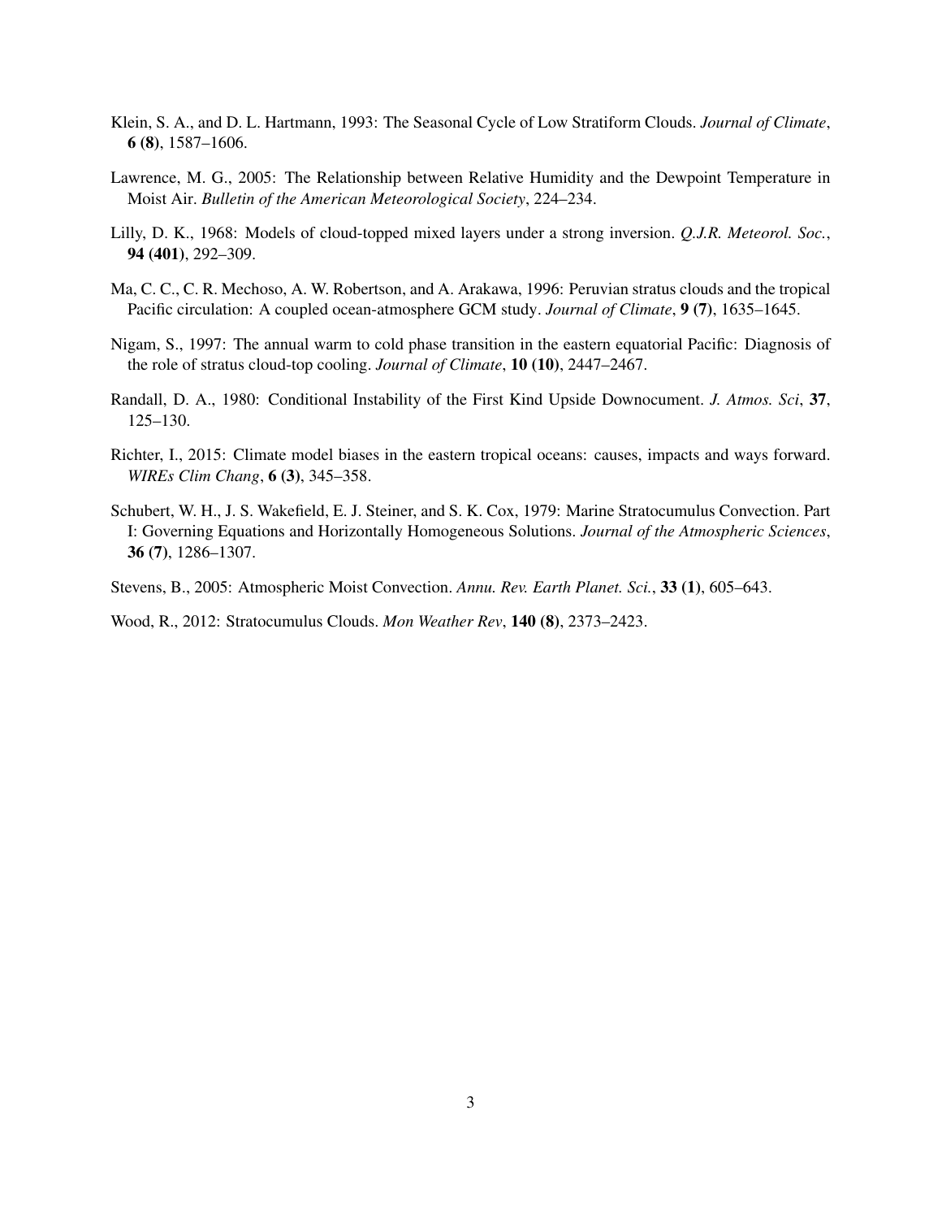Klein, S. A., and D. L. Hartmann, 1993: The Seasonal Cycle of Low Stratiform Clouds. *Journal of Climate*, **6 (8)**, 1587–1606.

Lawrence, M. G., 2005: The Relationship between Relative Humidity and the Dewpoint Temperature in Moist Air. *Bulletin of the American Meteorological Society*, 224–234.

Lilly, D. K., 1968: Models of cloud-topped mixed layers under a strong inversion. *Q.J.R. Meteorol. Soc.*, **94 (401)**, 292–309.

Ma, C. C., C. R. Mechoso, A. W. Robertson, and A. Arakawa, 1996: Peruvian stratus clouds and the tropical Pacific circulation: A coupled ocean-atmosphere GCM study. *Journal of Climate*, **9 (7)**, 1635–1645.

Nigam, S., 1997: The annual warm to cold phase transition in the eastern equatorial Pacific: Diagnosis of the role of stratus cloud-top cooling. *Journal of Climate*, **10 (10)**, 2447–2467.

Randall, D. A., 1980: Conditional Instability of the First Kind Upside Downocument. *J. Atmos. Sci*, **37**, 125–130.

Richter, I., 2015: Climate model biases in the eastern tropical oceans: causes, impacts and ways forward. *WIREs Clim Chang*, **6 (3)**, 345–358.

Schubert, W. H., J. S. Wakefield, E. J. Steiner, and S. K. Cox, 1979: Marine Stratocumulus Convection. Part I: Governing Equations and Horizontally Homogeneous Solutions. *Journal of the Atmospheric Sciences*, **36 (7)**, 1286–1307.

Stevens, B., 2005: Atmospheric Moist Convection. *Annu. Rev. Earth Planet. Sci.*, **33 (1)**, 605–643.

Wood, R., 2012: Stratocumulus Clouds. *Mon Weather Rev*, **140 (8)**, 2373–2423.